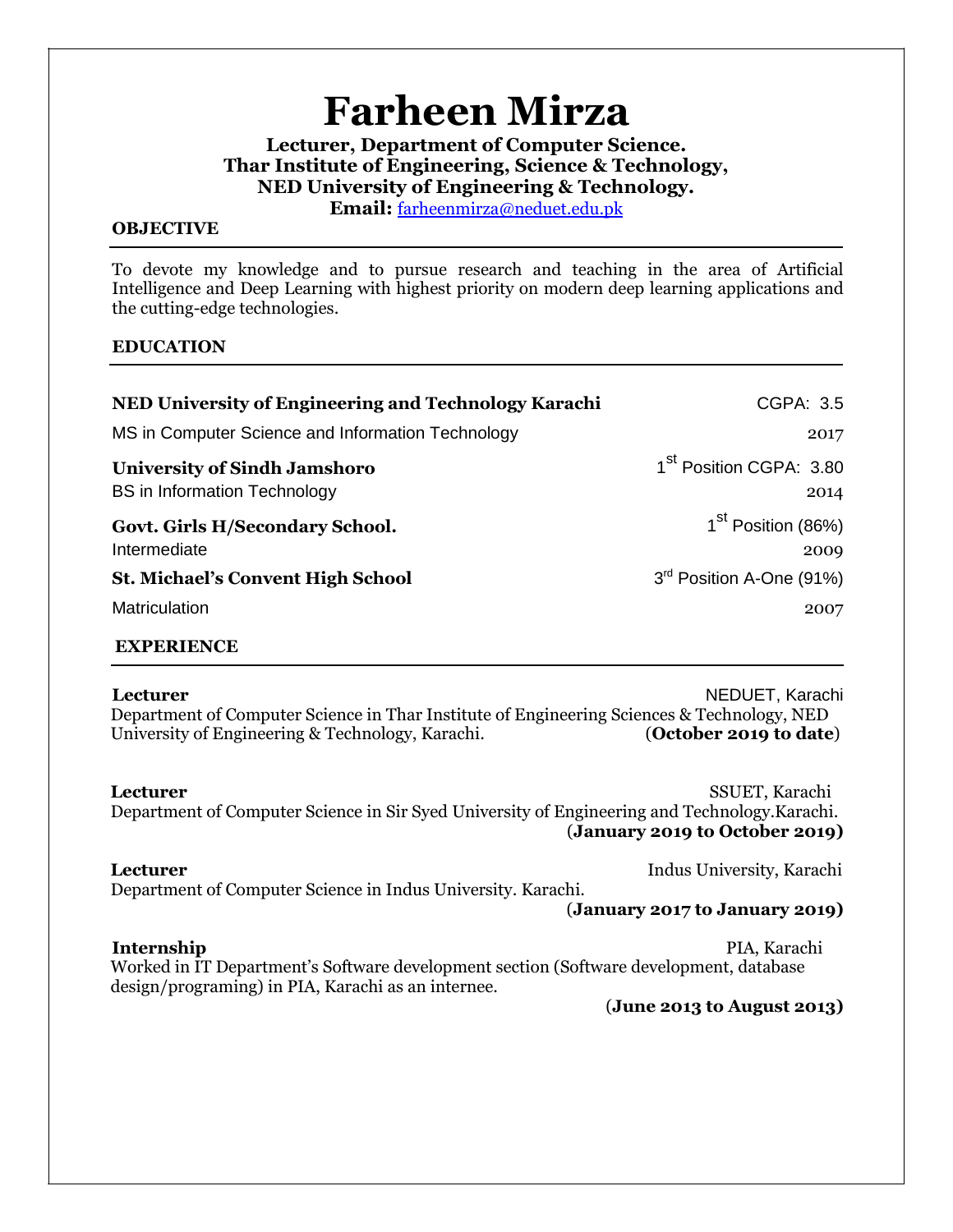# Farheen Mirza

**Lecturer, Department of Computer Science.**
**Thar Institute of Engineering, Science & Technology,**
**NED University of Engineering & Technology.**
**Email:** farheenmirza@neduet.edu.pk

## OBJECTIVE

To devote my knowledge and to pursue research and teaching in the area of Artificial Intelligence and Deep Learning with highest priority on modern deep learning applications and the cutting-edge technologies.

## EDUCATION

**NED University of Engineering and Technology Karachi** — CGPA: 3.5
MS in Computer Science and Information Technology — 2017

**University of Sindh Jamshoro** — 1st Position CGPA: 3.80
BS in Information Technology — 2014

**Govt. Girls H/Secondary School.** — 1st Position (86%)
Intermediate — 2009

**St. Michael's Convent High School** — 3rd Position A-One (91%)
Matriculation — 2007

## EXPERIENCE

**Lecturer** — NEDUET, Karachi
Department of Computer Science in Thar Institute of Engineering Sciences & Technology, NED University of Engineering & Technology, Karachi. (**October 2019 to date**)

**Lecturer** — SSUET, Karachi
Department of Computer Science in Sir Syed University of Engineering and Technology.Karachi.
(**January 2019 to October 2019)**

**Lecturer** — Indus University, Karachi
Department of Computer Science in Indus University. Karachi.
(**January 2017 to January 2019)**

**Internship** — PIA, Karachi
Worked in IT Department's Software development section (Software development, database design/programing) in PIA, Karachi as an internee.
(**June 2013 to August 2013)**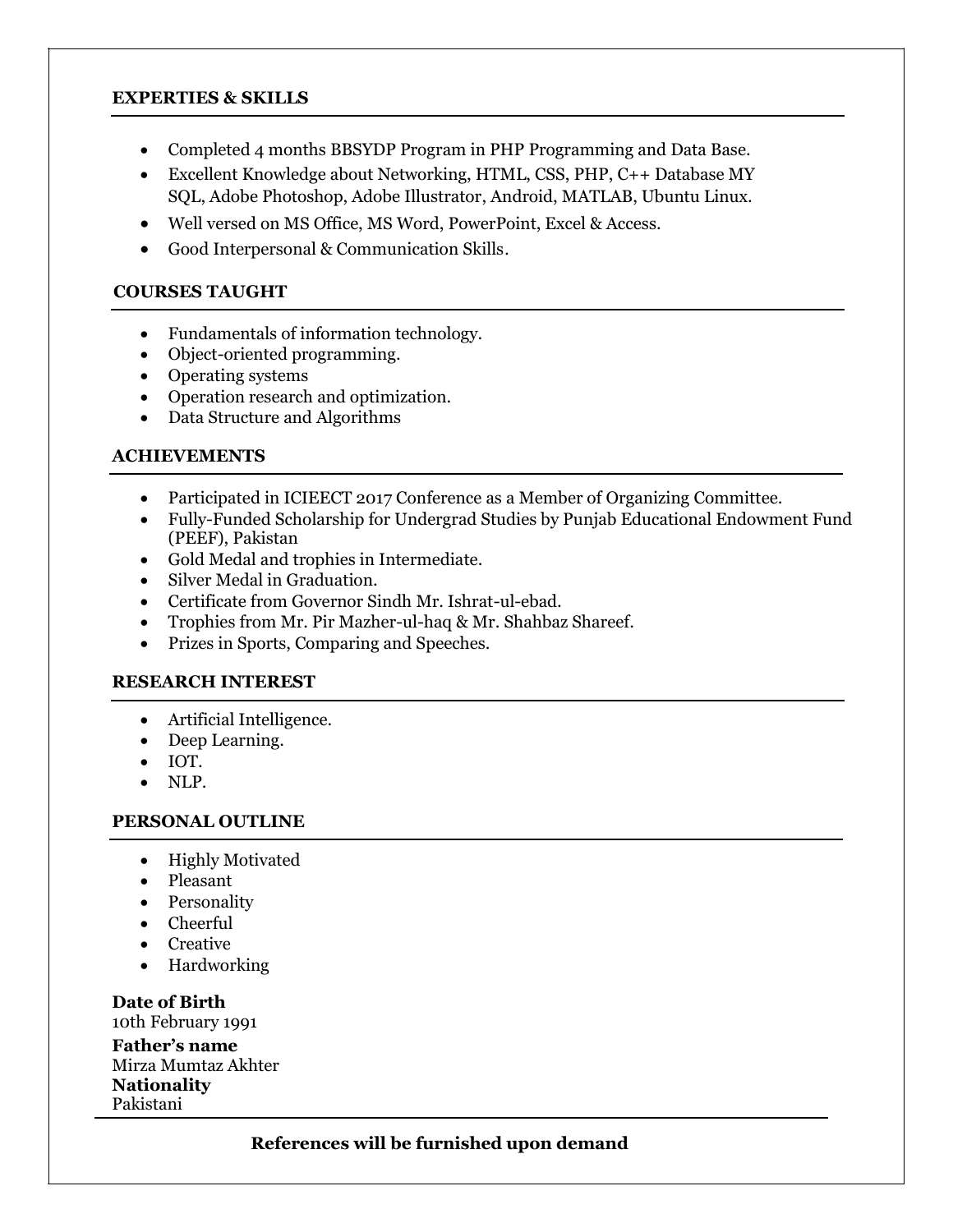## EXPERTIES & SKILLS

- Completed 4 months BBSYDP Program in PHP Programming and Data Base.
- Excellent Knowledge about Networking, HTML, CSS, PHP, C++ Database MY SQL, Adobe Photoshop, Adobe Illustrator, Android, MATLAB, Ubuntu Linux.
- Well versed on MS Office, MS Word, PowerPoint, Excel & Access.
- Good Interpersonal & Communication Skills.

## COURSES TAUGHT

- Fundamentals of information technology.
- Object-oriented programming.
- Operating systems
- Operation research and optimization.
- Data Structure and Algorithms

## ACHIEVEMENTS

- Participated in ICIEECT 2017 Conference as a Member of Organizing Committee.
- Fully-Funded Scholarship for Undergrad Studies by Punjab Educational Endowment Fund (PEEF), Pakistan
- Gold Medal and trophies in Intermediate.
- Silver Medal in Graduation.
- Certificate from Governor Sindh Mr. Ishrat-ul-ebad.
- Trophies from Mr. Pir Mazher-ul-haq & Mr. Shahbaz Shareef.
- Prizes in Sports, Comparing and Speeches.

## RESEARCH INTEREST

- Artificial Intelligence.
- Deep Learning.
- IOT.
- NLP.

## PERSONAL OUTLINE

- Highly Motivated
- Pleasant
- Personality
- Cheerful
- Creative
- Hardworking

**Date of Birth**
10th February 1991

**Father's name**
Mirza Mumtaz Akhter

**Nationality**
Pakistani

**References will be furnished upon demand**